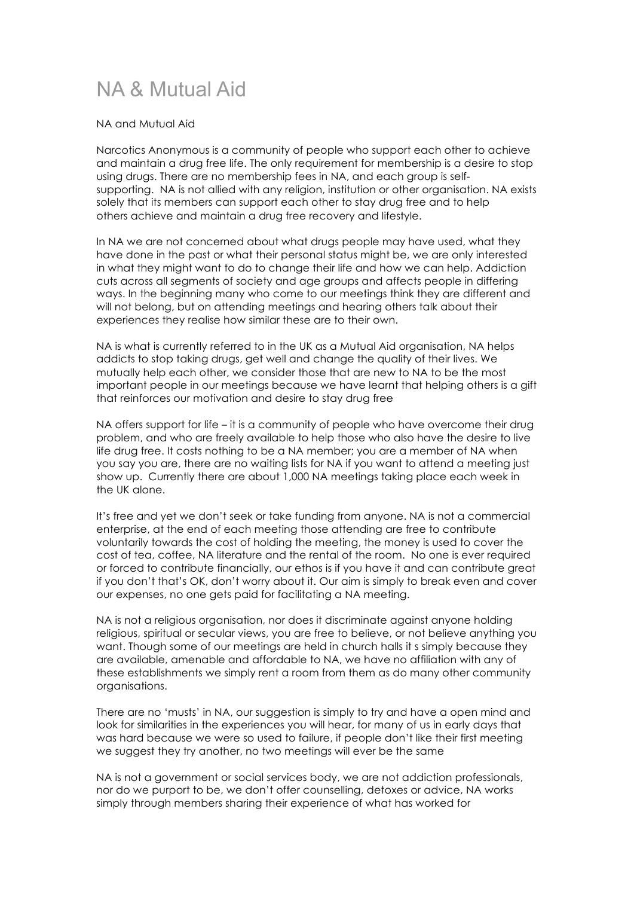# NA & Mutual Aid

NA and Mutual Aid

Narcotics Anonymous is a community of people who support each other to achieve and maintain a drug free life. The only requirement for membership is a desire to stop using drugs. There are no membership fees in NA, and each group is self-supporting. NA is not allied with any religion, institution or other organisation. NA exists solely that its members can support each other to stay drug free and to help others achieve and maintain a drug free recovery and lifestyle.

In NA we are not concerned about what drugs people may have used, what they have done in the past or what their personal status might be, we are only interested in what they might want to do to change their life and how we can help. Addiction cuts across all segments of society and age groups and affects people in differing ways. In the beginning many who come to our meetings think they are different and will not belong, but on attending meetings and hearing others talk about their experiences they realise how similar these are to their own.

NA is what is currently referred to in the UK as a Mutual Aid organisation, NA helps addicts to stop taking drugs, get well and change the quality of their lives. We mutually help each other, we consider those that are new to NA to be the most important people in our meetings because we have learnt that helping others is a gift that reinforces our motivation and desire to stay drug free

NA offers support for life – it is a community of people who have overcome their drug problem, and who are freely available to help those who also have the desire to live life drug free. It costs nothing to be a NA member; you are a member of NA when you say you are, there are no waiting lists for NA if you want to attend a meeting just show up. Currently there are about 1,000 NA meetings taking place each week in the UK alone.

It's free and yet we don't seek or take funding from anyone. NA is not a commercial enterprise, at the end of each meeting those attending are free to contribute voluntarily towards the cost of holding the meeting, the money is used to cover the cost of tea, coffee, NA literature and the rental of the room. No one is ever required or forced to contribute financially, our ethos is if you have it and can contribute great if you don't that's OK, don't worry about it. Our aim is simply to break even and cover our expenses, no one gets paid for facilitating a NA meeting.

NA is not a religious organisation, nor does it discriminate against anyone holding religious, spiritual or secular views, you are free to believe, or not believe anything you want. Though some of our meetings are held in church halls it s simply because they are available, amenable and affordable to NA, we have no affiliation with any of these establishments we simply rent a room from them as do many other community organisations.

There are no 'musts' in NA, our suggestion is simply to try and have a open mind and look for similarities in the experiences you will hear, for many of us in early days that was hard because we were so used to failure, if people don't like their first meeting we suggest they try another, no two meetings will ever be the same

NA is not a government or social services body, we are not addiction professionals, nor do we purport to be, we don't offer counselling, detoxes or advice, NA works simply through members sharing their experience of what has worked for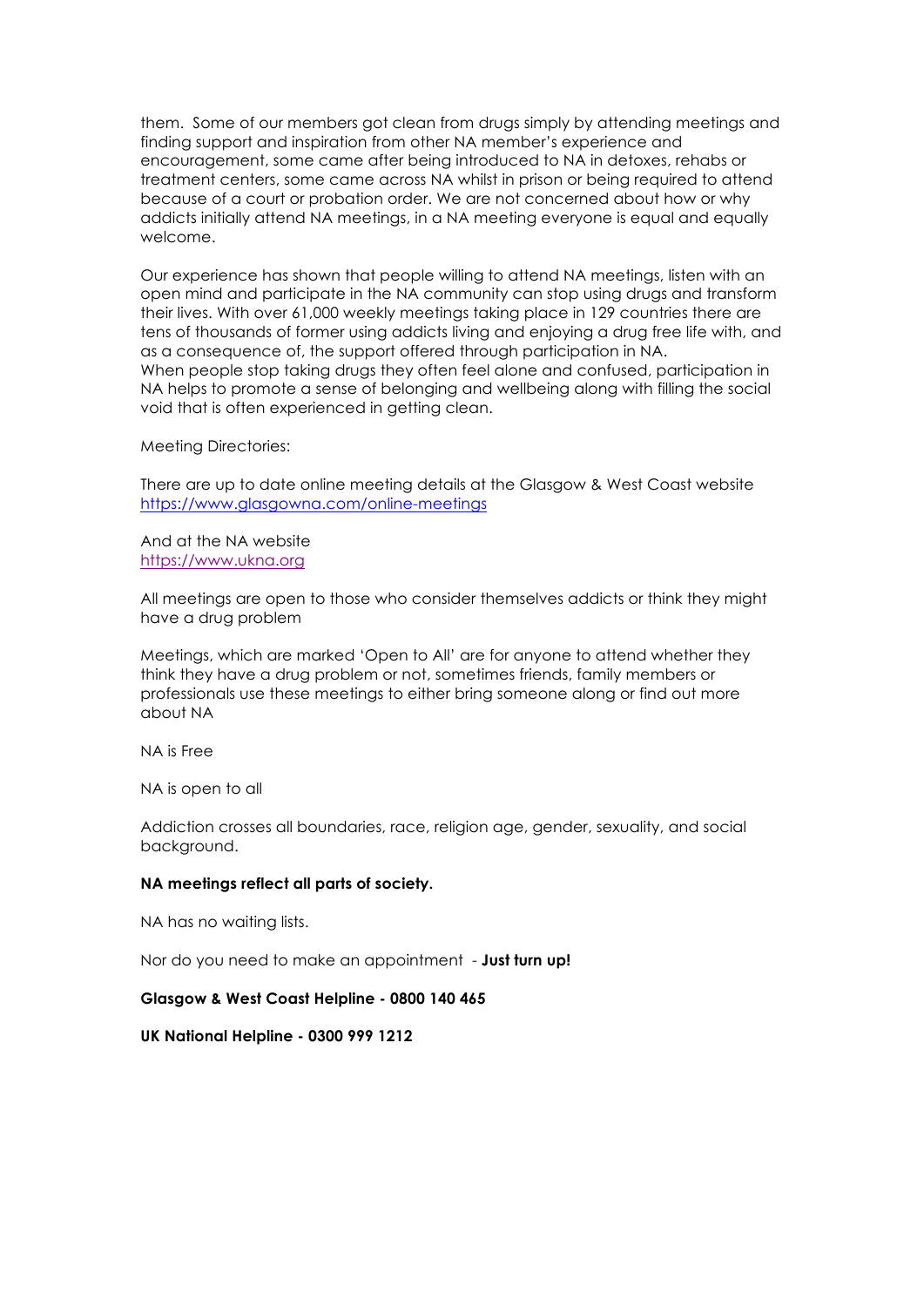them. Some of our members got clean from drugs simply by attending meetings and finding support and inspiration from other NA member's experience and encouragement, some came after being introduced to NA in detoxes, rehabs or treatment centers, some came across NA whilst in prison or being required to attend because of a court or probation order. We are not concerned about how or why addicts initially attend NA meetings, in a NA meeting everyone is equal and equally welcome.

Our experience has shown that people willing to attend NA meetings, listen with an open mind and participate in the NA community can stop using drugs and transform their lives. With over 61,000 weekly meetings taking place in 129 countries there are tens of thousands of former using addicts living and enjoying a drug free life with, and as a consequence of, the support offered through participation in NA.
When people stop taking drugs they often feel alone and confused, participation in NA helps to promote a sense of belonging and wellbeing along with filling the social void that is often experienced in getting clean.

Meeting Directories:

There are up to date online meeting details at the Glasgow & West Coast website
https://www.glasgowna.com/online-meetings

And at the NA website
https://www.ukna.org

All meetings are open to those who consider themselves addicts or think they might have a drug problem

Meetings, which are marked 'Open to All' are for anyone to attend whether they think they have a drug problem or not, sometimes friends, family members or professionals use these meetings to either bring someone along or find out more about NA

NA is Free

NA is open to all

Addiction crosses all boundaries, race, religion age, gender, sexuality, and social background.

**NA meetings reflect all parts of society.**

NA has no waiting lists.

Nor do you need to make an appointment - **Just turn up!**

**Glasgow & West Coast Helpline - 0800 140 465**

**UK National Helpline - 0300 999 1212**